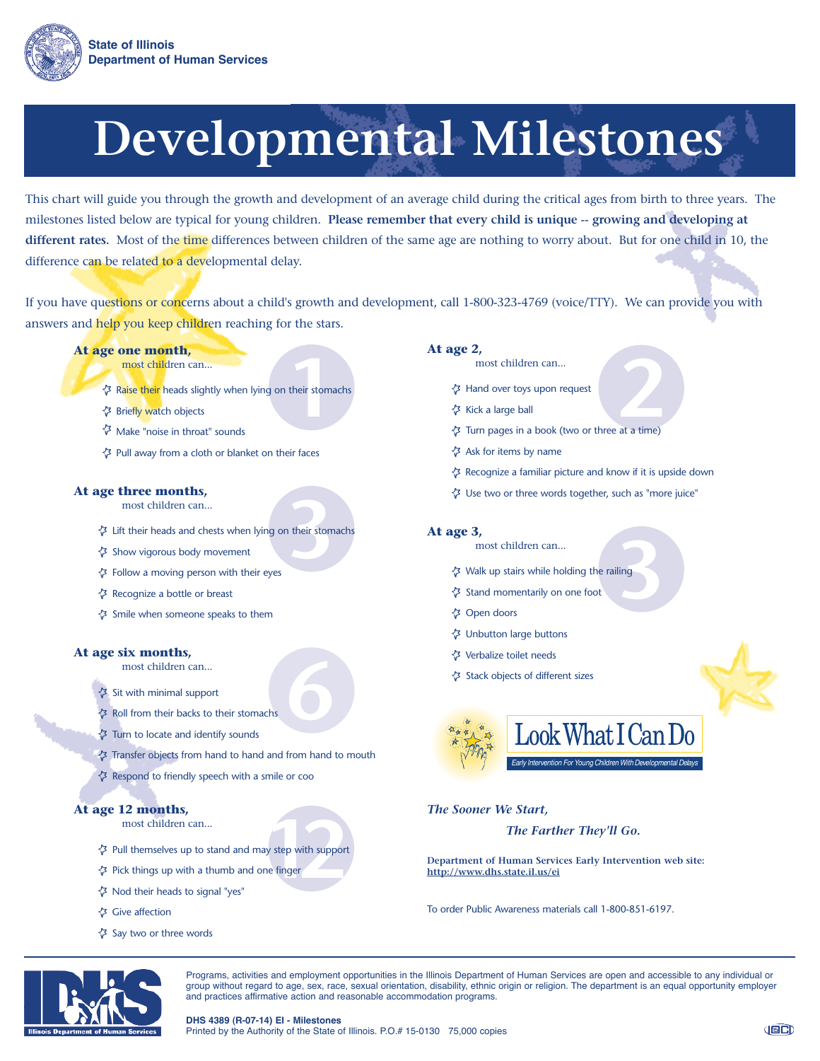State of Illinois
Department of Human Services

# Developmental Milestones

This chart will guide you through the growth and development of an average child during the critical ages from birth to three years. The milestones listed below are typical for young children. **Please remember that every child is unique -- growing and developing at different rates.** Most of the time differences between children of the same age are nothing to worry about. But for one child in 10, the difference can be related to a developmental delay.

If you have questions or concerns about a child's growth and development, call 1-800-323-4769 (voice/TTY). We can provide you with answers and help you keep children reaching for the stars.

### At age one month,
most children can...

- Raise their heads slightly when lying on their stomachs
- Briefly watch objects
- Make "noise in throat" sounds
- Pull away from a cloth or blanket on their faces

### At age three months,
most children can...

- Lift their heads and chests when lying on their stomachs
- Show vigorous body movement
- Follow a moving person with their eyes
- Recognize a bottle or breast
- Smile when someone speaks to them

### At age six months,
most children can...

- Sit with minimal support
- Roll from their backs to their stomachs
- Turn to locate and identify sounds
- Transfer objects from hand to hand and from hand to mouth
- Respond to friendly speech with a smile or coo

### At age 12 months,
most children can...

- Pull themselves up to stand and may step with support
- Pick things up with a thumb and one finger
- Nod their heads to signal "yes"
- Give affection
- Say two or three words

### At age 2,
most children can...

- Hand over toys upon request
- Kick a large ball
- Turn pages in a book (two or three at a time)
- Ask for items by name
- Recognize a familiar picture and know if it is upside down
- Use two or three words together, such as "more juice"

### At age 3,
most children can...

- Walk up stairs while holding the railing
- Stand momentarily on one foot
- Open doors
- Unbutton large buttons
- Verbalize toilet needs
- Stack objects of different sizes

Look What I Can Do
Early Intervention For Young Children With Developmental Delays

*The Sooner We Start,*
*The Farther They'll Go.*

**Department of Human Services Early Intervention web site:**
**http://www.dhs.state.il.us/ei**

To order Public Awareness materials call 1-800-851-6197.

Programs, activities and employment opportunities in the Illinois Department of Human Services are open and accessible to any individual or group without regard to age, sex, race, sexual orientation, disability, ethnic origin or religion. The department is an equal opportunity employer and practices affirmative action and reasonable accommodation programs.

**DHS 4389 (R-07-14) EI - Milestones**
Printed by the Authority of the State of Illinois. P.O.# 15-0130 75,000 copies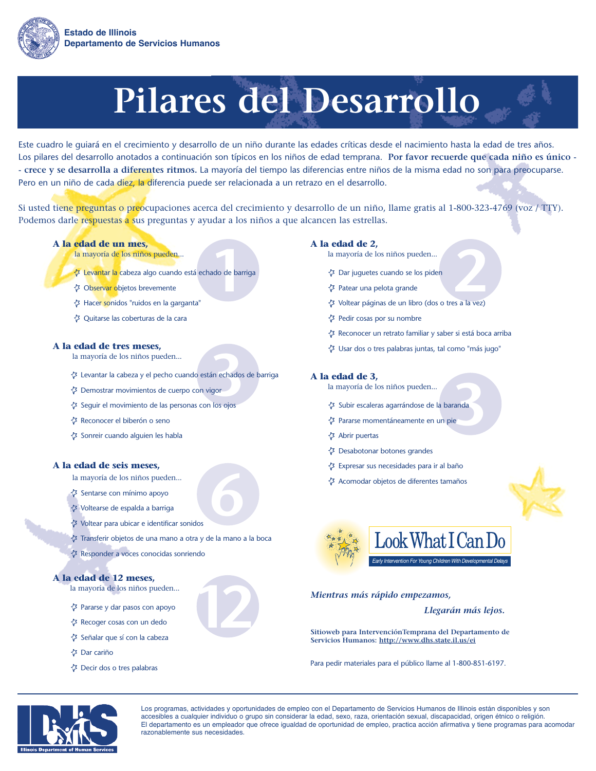Estado de Illinois
Departamento de Servicios Humanos

# Pilares del Desarrollo

Este cuadro le guiará en el crecimiento y desarrollo de un niño durante las edades críticas desde el nacimiento hasta la edad de tres años. Los pilares del desarrollo anotados a continuación son típicos en los niños de edad temprana. **Por favor recuerde que cada niño es único -- crece y se desarrolla a diferentes ritmos.** La mayoría del tiempo las diferencias entre niños de la misma edad no son para preocuparse. Pero en un niño de cada diez, la diferencia puede ser relacionada a un retrazo en el desarrollo.

Si usted tiene preguntas o preocupaciones acerca del crecimiento y desarrollo de un niño, llame gratis al 1-800-323-4769 (voz / TTY). Podemos darle respuestas a sus preguntas y ayudar a los niños a que alcancen las estrellas.

### A la edad de un mes,
la mayoría de los niños pueden...

- Levantar la cabeza algo cuando está echado de barriga
- Observar objetos brevemente
- Hacer sonidos "ruidos en la garganta"
- Quitarse las coberturas de la cara

### A la edad de tres meses,
la mayoría de los niños pueden...

- Levantar la cabeza y el pecho cuando están echados de barriga
- Demostrar movimientos de cuerpo con vigor
- Seguir el movimiento de las personas con los ojos
- Reconocer el biberón o seno
- Sonreir cuando alguien les habla

### A la edad de seis meses,
la mayoría de los niños pueden...

- Sentarse con mínimo apoyo
- Voltearse de espalda a barriga
- Voltear para ubicar e identificar sonidos
- Transferir objetos de una mano a otra y de la mano a la boca
- Responder a voces conocidas sonriendo

### A la edad de 12 meses,
la mayoría de los niños pueden...

- Pararse y dar pasos con apoyo
- Recoger cosas con un dedo
- Señalar que sí con la cabeza
- Dar cariño
- Decir dos o tres palabras

### A la edad de 2,
la mayoría de los niños pueden...

- Dar juguetes cuando se los piden
- Patear una pelota grande
- Voltear páginas de un libro (dos o tres a la vez)
- Pedir cosas por su nombre
- Reconocer un retrato familiar y saber si está boca arriba
- Usar dos o tres palabras juntas, tal como "más jugo"

### A la edad de 3,
la mayoría de los niños pueden...

- Subir escaleras agarrándose de la baranda
- Pararse momentáneamente en un pie
- Abrir puertas
- Desabotonar botones grandes
- Expresar sus necesidades para ir al baño
- Acomodar objetos de diferentes tamaños

Look What I Can Do
Early Intervention For Young Children With Developmental Delays

*Mientras más rápido empezamos,*
*Llegarán más lejos.*

**Sitioweb para IntervenciónTemprana del Departamento de Servicios Humanos: http://www.dhs.state.il.us/ei**

Para pedir materiales para el público llame al 1-800-851-6197.

Illinois Department of Human Services

Los programas, actividades y oportunidades de empleo con el Departamento de Servicios Humanos de Illinois están disponibles y son accesibles a cualquier individuo o grupo sin considerar la edad, sexo, raza, orientación sexual, discapacidad, origen étnico o religión. El departamento es un empleador que ofrece igualdad de oportunidad de empleo, practica acción afirmativa y tiene programas para acomodar razonablemente sus necesidades.